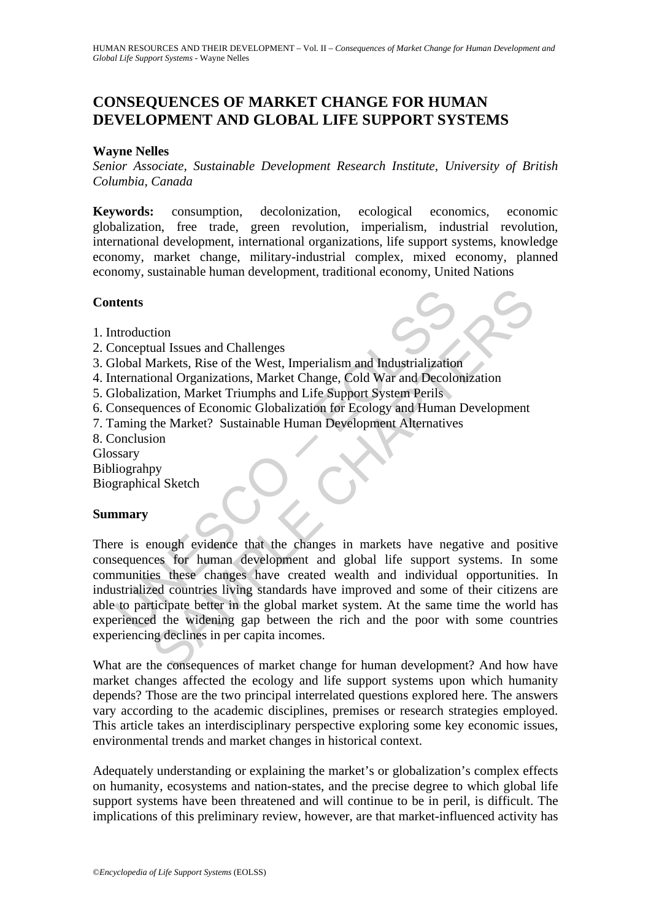# CONSEQUENCES OF MARKET CHANGE FOR HUMAN DEVELOPMENT AND GLOBAL LIFE SUPPORT SYSTEMS

**Wayne Nelles**

*Senior Associate, Sustainable Development Research Institute, University of British Columbia, Canada*

**Keywords:** consumption, decolonization, ecological economics, economic globalization, free trade, green revolution, imperialism, industrial revolution, international development, international organizations, life support systems, knowledge economy, market change, military-industrial complex, mixed economy, planned economy, sustainable human development, traditional economy, United Nations

## Contents

1. Introduction
2. Conceptual Issues and Challenges
3. Global Markets, Rise of the West, Imperialism and Industrialization
4. International Organizations, Market Change, Cold War and Decolonization
5. Globalization, Market Triumphs and Life Support System Perils
6. Consequences of Economic Globalization for Ecology and Human Development
7. Taming the Market? Sustainable Human Development Alternatives
8. Conclusion

Glossary
Bibliograhpy
Biographical Sketch

## Summary

There is enough evidence that the changes in markets have negative and positive consequences for human development and global life support systems. In some communities these changes have created wealth and individual opportunities. In industrialized countries living standards have improved and some of their citizens are able to participate better in the global market system. At the same time the world has experienced the widening gap between the rich and the poor with some countries experiencing declines in per capita incomes.

What are the consequences of market change for human development? And how have market changes affected the ecology and life support systems upon which humanity depends? Those are the two principal interrelated questions explored here. The answers vary according to the academic disciplines, premises or research strategies employed. This article takes an interdisciplinary perspective exploring some key economic issues, environmental trends and market changes in historical context.

Adequately understanding or explaining the market's or globalization's complex effects on humanity, ecosystems and nation-states, and the precise degree to which global life support systems have been threatened and will continue to be in peril, is difficult. The implications of this preliminary review, however, are that market-influenced activity has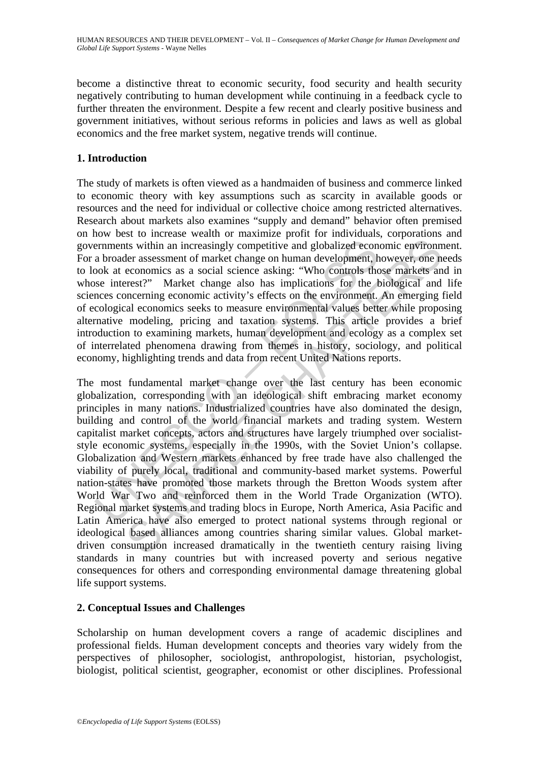become a distinctive threat to economic security, food security and health security negatively contributing to human development while continuing in a feedback cycle to further threaten the environment. Despite a few recent and clearly positive business and government initiatives, without serious reforms in policies and laws as well as global economics and the free market system, negative trends will continue.

## 1. Introduction

The study of markets is often viewed as a handmaiden of business and commerce linked to economic theory with key assumptions such as scarcity in available goods or resources and the need for individual or collective choice among restricted alternatives. Research about markets also examines "supply and demand" behavior often premised on how best to increase wealth or maximize profit for individuals, corporations and governments within an increasingly competitive and globalized economic environment. For a broader assessment of market change on human development, however, one needs to look at economics as a social science asking: "Who controls those markets and in whose interest?" Market change also has implications for the biological and life sciences concerning economic activity's effects on the environment. An emerging field of ecological economics seeks to measure environmental values better while proposing alternative modeling, pricing and taxation systems. This article provides a brief introduction to examining markets, human development and ecology as a complex set of interrelated phenomena drawing from themes in history, sociology, and political economy, highlighting trends and data from recent United Nations reports.

The most fundamental market change over the last century has been economic globalization, corresponding with an ideological shift embracing market economy principles in many nations. Industrialized countries have also dominated the design, building and control of the world financial markets and trading system. Western capitalist market concepts, actors and structures have largely triumphed over socialist-style economic systems, especially in the 1990s, with the Soviet Union's collapse. Globalization and Western markets enhanced by free trade have also challenged the viability of purely local, traditional and community-based market systems. Powerful nation-states have promoted those markets through the Bretton Woods system after World War Two and reinforced them in the World Trade Organization (WTO). Regional market systems and trading blocs in Europe, North America, Asia Pacific and Latin America have also emerged to protect national systems through regional or ideological based alliances among countries sharing similar values. Global market-driven consumption increased dramatically in the twentieth century raising living standards in many countries but with increased poverty and serious negative consequences for others and corresponding environmental damage threatening global life support systems.

## 2. Conceptual Issues and Challenges

Scholarship on human development covers a range of academic disciplines and professional fields. Human development concepts and theories vary widely from the perspectives of philosopher, sociologist, anthropologist, historian, psychologist, biologist, political scientist, geographer, economist or other disciplines. Professional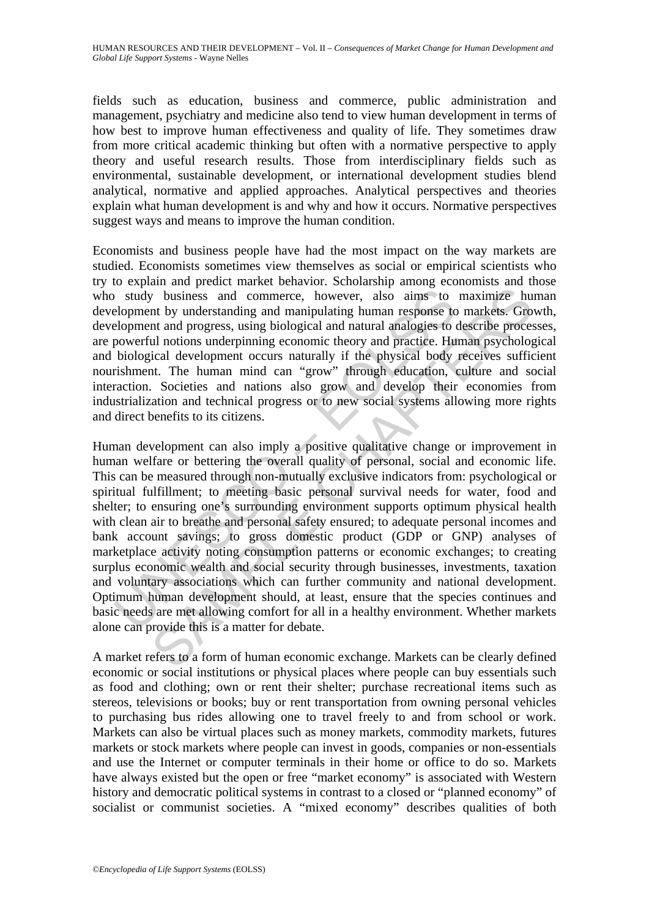fields such as education, business and commerce, public administration and management, psychiatry and medicine also tend to view human development in terms of how best to improve human effectiveness and quality of life. They sometimes draw from more critical academic thinking but often with a normative perspective to apply theory and useful research results. Those from interdisciplinary fields such as environmental, sustainable development, or international development studies blend analytical, normative and applied approaches. Analytical perspectives and theories explain what human development is and why and how it occurs. Normative perspectives suggest ways and means to improve the human condition.

Economists and business people have had the most impact on the way markets are studied. Economists sometimes view themselves as social or empirical scientists who try to explain and predict market behavior. Scholarship among economists and those who study business and commerce, however, also aims to maximize human development by understanding and manipulating human response to markets. Growth, development and progress, using biological and natural analogies to describe processes, are powerful notions underpinning economic theory and practice. Human psychological and biological development occurs naturally if the physical body receives sufficient nourishment. The human mind can "grow" through education, culture and social interaction. Societies and nations also grow and develop their economies from industrialization and technical progress or to new social systems allowing more rights and direct benefits to its citizens.

Human development can also imply a positive qualitative change or improvement in human welfare or bettering the overall quality of personal, social and economic life. This can be measured through non-mutually exclusive indicators from: psychological or spiritual fulfillment; to meeting basic personal survival needs for water, food and shelter; to ensuring one's surrounding environment supports optimum physical health with clean air to breathe and personal safety ensured; to adequate personal incomes and bank account savings; to gross domestic product (GDP or GNP) analyses of marketplace activity noting consumption patterns or economic exchanges; to creating surplus economic wealth and social security through businesses, investments, taxation and voluntary associations which can further community and national development. Optimum human development should, at least, ensure that the species continues and basic needs are met allowing comfort for all in a healthy environment. Whether markets alone can provide this is a matter for debate.

A market refers to a form of human economic exchange. Markets can be clearly defined economic or social institutions or physical places where people can buy essentials such as food and clothing; own or rent their shelter; purchase recreational items such as stereos, televisions or books; buy or rent transportation from owning personal vehicles to purchasing bus rides allowing one to travel freely to and from school or work. Markets can also be virtual places such as money markets, commodity markets, futures markets or stock markets where people can invest in goods, companies or non-essentials and use the Internet or computer terminals in their home or office to do so. Markets have always existed but the open or free "market economy" is associated with Western history and democratic political systems in contrast to a closed or "planned economy" of socialist or communist societies. A "mixed economy" describes qualities of both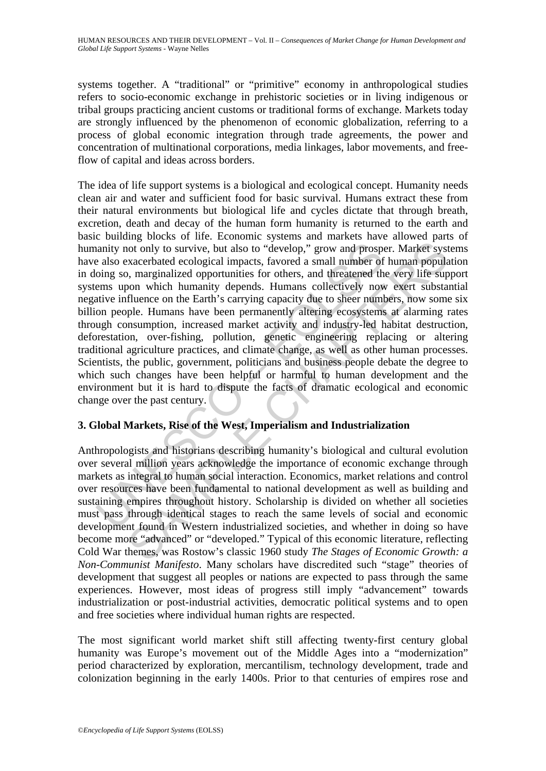systems together. A "traditional" or "primitive" economy in anthropological studies refers to socio-economic exchange in prehistoric societies or in living indigenous or tribal groups practicing ancient customs or traditional forms of exchange. Markets today are strongly influenced by the phenomenon of economic globalization, referring to a process of global economic integration through trade agreements, the power and concentration of multinational corporations, media linkages, labor movements, and free-flow of capital and ideas across borders.

The idea of life support systems is a biological and ecological concept. Humanity needs clean air and water and sufficient food for basic survival. Humans extract these from their natural environments but biological life and cycles dictate that through breath, excretion, death and decay of the human form humanity is returned to the earth and basic building blocks of life. Economic systems and markets have allowed parts of humanity not only to survive, but also to "develop," grow and prosper. Market systems have also exacerbated ecological impacts, favored a small number of human population in doing so, marginalized opportunities for others, and threatened the very life support systems upon which humanity depends. Humans collectively now exert substantial negative influence on the Earth's carrying capacity due to sheer numbers, now some six billion people. Humans have been permanently altering ecosystems at alarming rates through consumption, increased market activity and industry-led habitat destruction, deforestation, over-fishing, pollution, genetic engineering replacing or altering traditional agriculture practices, and climate change, as well as other human processes. Scientists, the public, government, politicians and business people debate the degree to which such changes have been helpful or harmful to human development and the environment but it is hard to dispute the facts of dramatic ecological and economic change over the past century.

## 3. Global Markets, Rise of the West, Imperialism and Industrialization

Anthropologists and historians describing humanity's biological and cultural evolution over several million years acknowledge the importance of economic exchange through markets as integral to human social interaction. Economics, market relations and control over resources have been fundamental to national development as well as building and sustaining empires throughout history. Scholarship is divided on whether all societies must pass through identical stages to reach the same levels of social and economic development found in Western industrialized societies, and whether in doing so have become more "advanced" or "developed." Typical of this economic literature, reflecting Cold War themes, was Rostow's classic 1960 study *The Stages of Economic Growth: a Non-Communist Manifesto*. Many scholars have discredited such "stage" theories of development that suggest all peoples or nations are expected to pass through the same experiences. However, most ideas of progress still imply "advancement" towards industrialization or post-industrial activities, democratic political systems and to open and free societies where individual human rights are respected.

The most significant world market shift still affecting twenty-first century global humanity was Europe's movement out of the Middle Ages into a "modernization" period characterized by exploration, mercantilism, technology development, trade and colonization beginning in the early 1400s. Prior to that centuries of empires rose and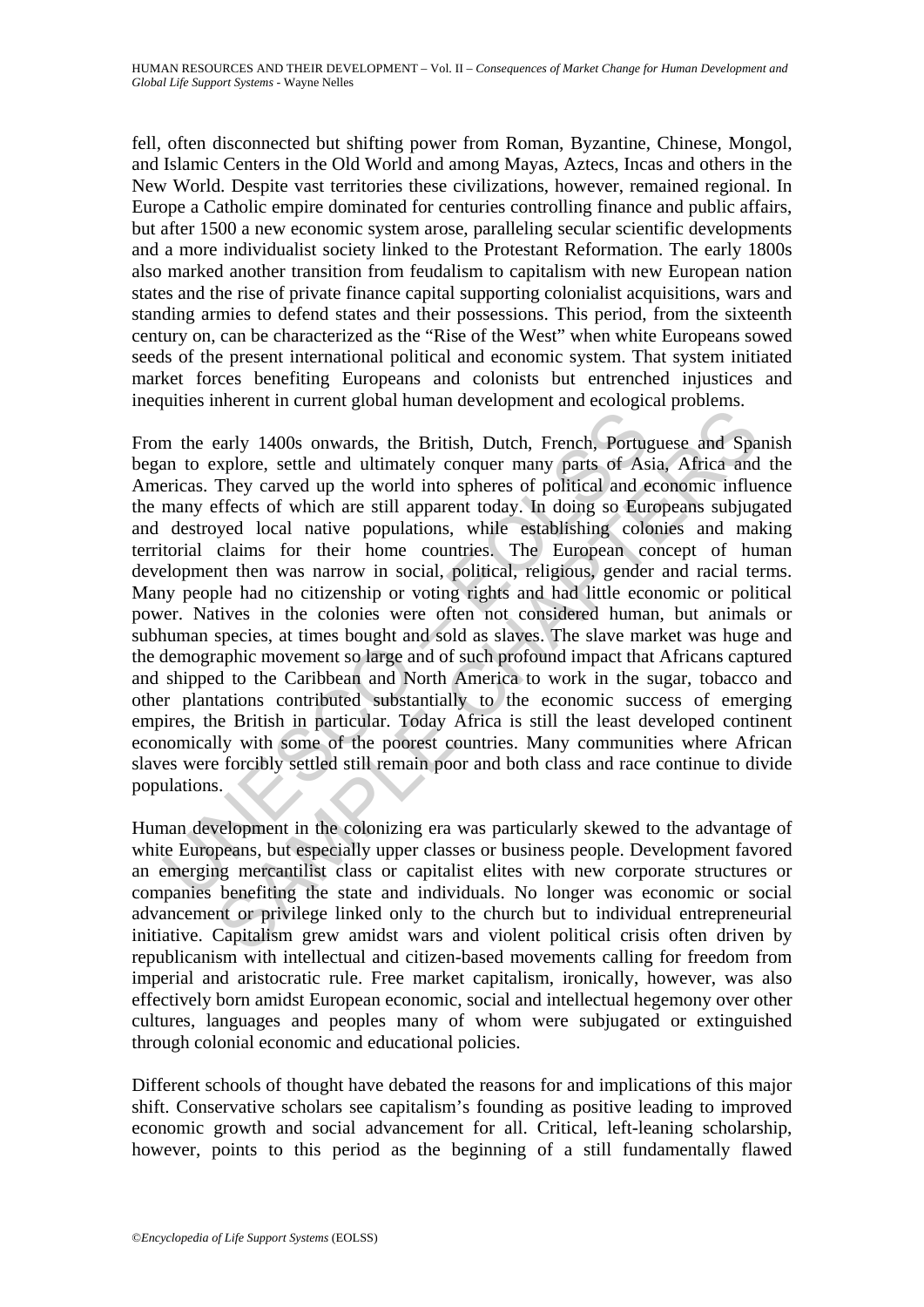fell, often disconnected but shifting power from Roman, Byzantine, Chinese, Mongol, and Islamic Centers in the Old World and among Mayas, Aztecs, Incas and others in the New World. Despite vast territories these civilizations, however, remained regional. In Europe a Catholic empire dominated for centuries controlling finance and public affairs, but after 1500 a new economic system arose, paralleling secular scientific developments and a more individualist society linked to the Protestant Reformation. The early 1800s also marked another transition from feudalism to capitalism with new European nation states and the rise of private finance capital supporting colonialist acquisitions, wars and standing armies to defend states and their possessions. This period, from the sixteenth century on, can be characterized as the "Rise of the West" when white Europeans sowed seeds of the present international political and economic system. That system initiated market forces benefiting Europeans and colonists but entrenched injustices and inequities inherent in current global human development and ecological problems.

From the early 1400s onwards, the British, Dutch, French, Portuguese and Spanish began to explore, settle and ultimately conquer many parts of Asia, Africa and the Americas. They carved up the world into spheres of political and economic influence the many effects of which are still apparent today. In doing so Europeans subjugated and destroyed local native populations, while establishing colonies and making territorial claims for their home countries. The European concept of human development then was narrow in social, political, religious, gender and racial terms. Many people had no citizenship or voting rights and had little economic or political power. Natives in the colonies were often not considered human, but animals or subhuman species, at times bought and sold as slaves. The slave market was huge and the demographic movement so large and of such profound impact that Africans captured and shipped to the Caribbean and North America to work in the sugar, tobacco and other plantations contributed substantially to the economic success of emerging empires, the British in particular. Today Africa is still the least developed continent economically with some of the poorest countries. Many communities where African slaves were forcibly settled still remain poor and both class and race continue to divide populations.

Human development in the colonizing era was particularly skewed to the advantage of white Europeans, but especially upper classes or business people. Development favored an emerging mercantilist class or capitalist elites with new corporate structures or companies benefiting the state and individuals. No longer was economic or social advancement or privilege linked only to the church but to individual entrepreneurial initiative. Capitalism grew amidst wars and violent political crisis often driven by republicanism with intellectual and citizen-based movements calling for freedom from imperial and aristocratic rule. Free market capitalism, ironically, however, was also effectively born amidst European economic, social and intellectual hegemony over other cultures, languages and peoples many of whom were subjugated or extinguished through colonial economic and educational policies.

Different schools of thought have debated the reasons for and implications of this major shift. Conservative scholars see capitalism's founding as positive leading to improved economic growth and social advancement for all. Critical, left-leaning scholarship, however, points to this period as the beginning of a still fundamentally flawed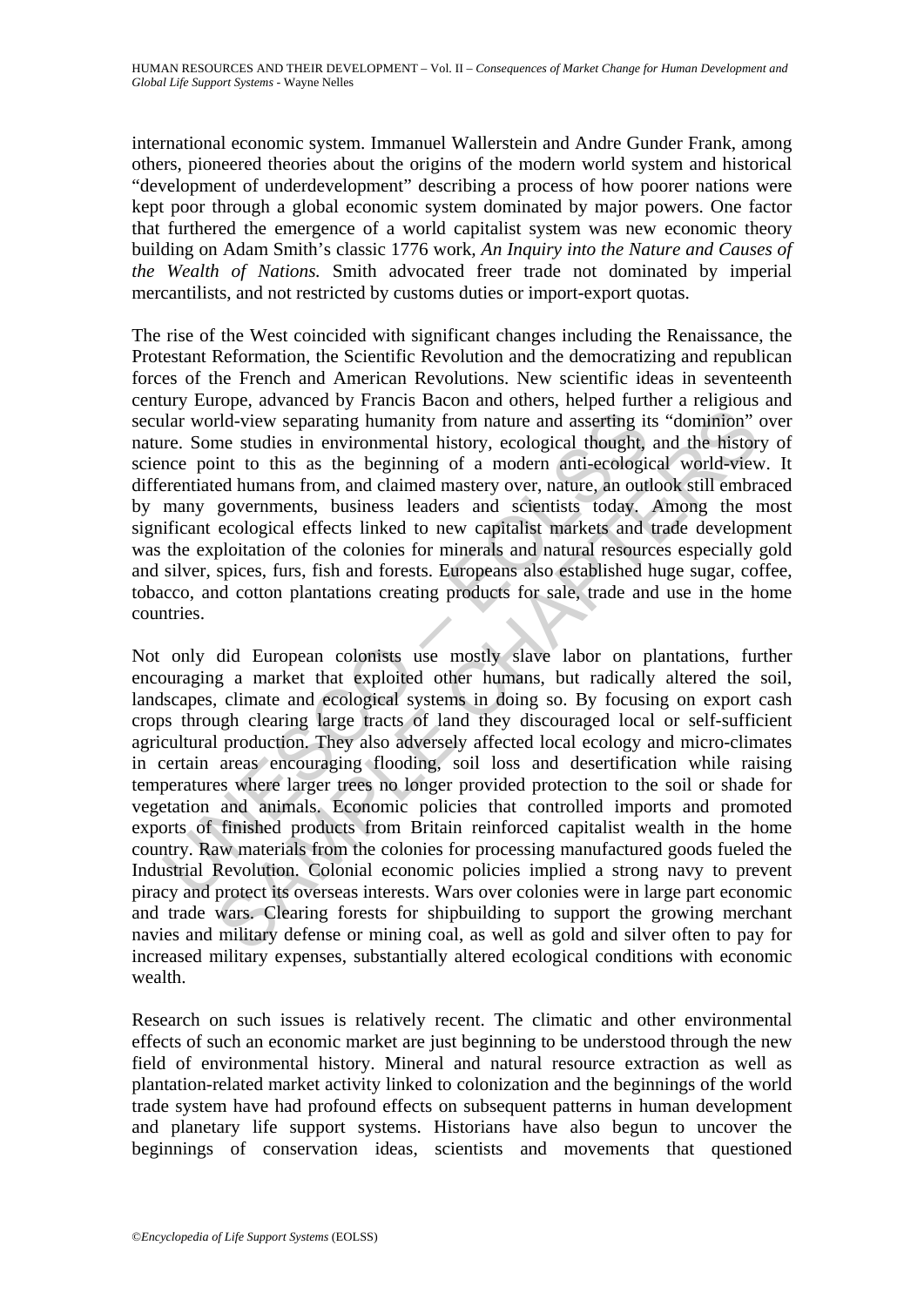international economic system. Immanuel Wallerstein and Andre Gunder Frank, among others, pioneered theories about the origins of the modern world system and historical "development of underdevelopment" describing a process of how poorer nations were kept poor through a global economic system dominated by major powers. One factor that furthered the emergence of a world capitalist system was new economic theory building on Adam Smith's classic 1776 work, *An Inquiry into the Nature and Causes of the Wealth of Nations.* Smith advocated freer trade not dominated by imperial mercantilists, and not restricted by customs duties or import-export quotas.

The rise of the West coincided with significant changes including the Renaissance, the Protestant Reformation, the Scientific Revolution and the democratizing and republican forces of the French and American Revolutions. New scientific ideas in seventeenth century Europe, advanced by Francis Bacon and others, helped further a religious and secular world-view separating humanity from nature and asserting its "dominion" over nature. Some studies in environmental history, ecological thought, and the history of science point to this as the beginning of a modern anti-ecological world-view. It differentiated humans from, and claimed mastery over, nature, an outlook still embraced by many governments, business leaders and scientists today. Among the most significant ecological effects linked to new capitalist markets and trade development was the exploitation of the colonies for minerals and natural resources especially gold and silver, spices, furs, fish and forests. Europeans also established huge sugar, coffee, tobacco, and cotton plantations creating products for sale, trade and use in the home countries.

Not only did European colonists use mostly slave labor on plantations, further encouraging a market that exploited other humans, but radically altered the soil, landscapes, climate and ecological systems in doing so. By focusing on export cash crops through clearing large tracts of land they discouraged local or self-sufficient agricultural production. They also adversely affected local ecology and micro-climates in certain areas encouraging flooding, soil loss and desertification while raising temperatures where larger trees no longer provided protection to the soil or shade for vegetation and animals. Economic policies that controlled imports and promoted exports of finished products from Britain reinforced capitalist wealth in the home country. Raw materials from the colonies for processing manufactured goods fueled the Industrial Revolution. Colonial economic policies implied a strong navy to prevent piracy and protect its overseas interests. Wars over colonies were in large part economic and trade wars. Clearing forests for shipbuilding to support the growing merchant navies and military defense or mining coal, as well as gold and silver often to pay for increased military expenses, substantially altered ecological conditions with economic wealth.

Research on such issues is relatively recent. The climatic and other environmental effects of such an economic market are just beginning to be understood through the new field of environmental history. Mineral and natural resource extraction as well as plantation-related market activity linked to colonization and the beginnings of the world trade system have had profound effects on subsequent patterns in human development and planetary life support systems. Historians have also begun to uncover the beginnings of conservation ideas, scientists and movements that questioned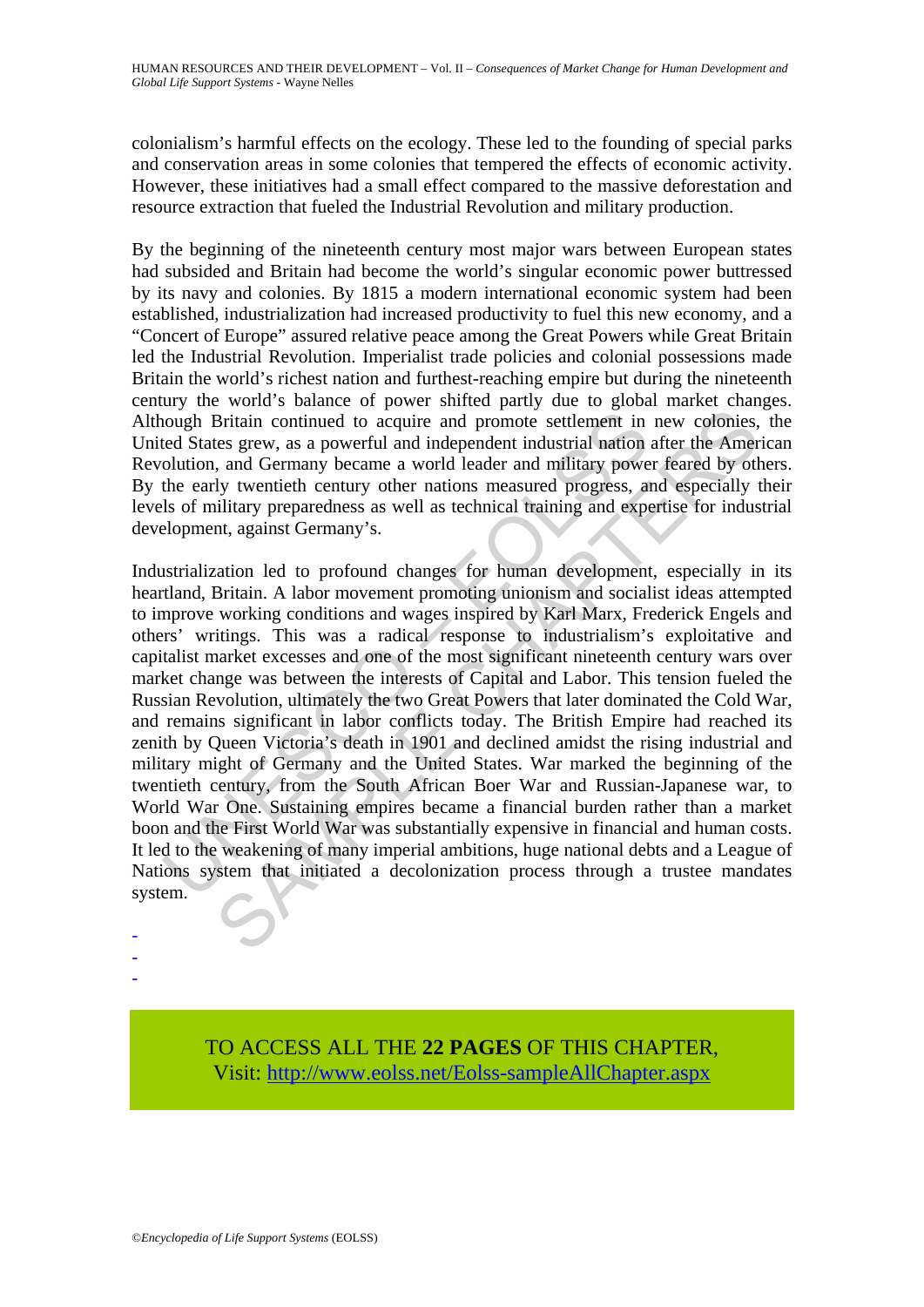colonialism's harmful effects on the ecology. These led to the founding of special parks and conservation areas in some colonies that tempered the effects of economic activity. However, these initiatives had a small effect compared to the massive deforestation and resource extraction that fueled the Industrial Revolution and military production.

By the beginning of the nineteenth century most major wars between European states had subsided and Britain had become the world's singular economic power buttressed by its navy and colonies. By 1815 a modern international economic system had been established, industrialization had increased productivity to fuel this new economy, and a "Concert of Europe" assured relative peace among the Great Powers while Great Britain led the Industrial Revolution. Imperialist trade policies and colonial possessions made Britain the world's richest nation and furthest-reaching empire but during the nineteenth century the world's balance of power shifted partly due to global market changes. Although Britain continued to acquire and promote settlement in new colonies, the United States grew, as a powerful and independent industrial nation after the American Revolution, and Germany became a world leader and military power feared by others. By the early twentieth century other nations measured progress, and especially their levels of military preparedness as well as technical training and expertise for industrial development, against Germany's.

Industrialization led to profound changes for human development, especially in its heartland, Britain. A labor movement promoting unionism and socialist ideas attempted to improve working conditions and wages inspired by Karl Marx, Frederick Engels and others' writings. This was a radical response to industrialism's exploitative and capitalist market excesses and one of the most significant nineteenth century wars over market change was between the interests of Capital and Labor. This tension fueled the Russian Revolution, ultimately the two Great Powers that later dominated the Cold War, and remains significant in labor conflicts today. The British Empire had reached its zenith by Queen Victoria's death in 1901 and declined amidst the rising industrial and military might of Germany and the United States. War marked the beginning of the twentieth century, from the South African Boer War and Russian-Japanese war, to World War One. Sustaining empires became a financial burden rather than a market boon and the First World War was substantially expensive in financial and human costs. It led to the weakening of many imperial ambitions, huge national debts and a League of Nations system that initiated a decolonization process through a trustee mandates system.

-
-
-

TO ACCESS ALL THE **22 PAGES** OF THIS CHAPTER,
Visit: http://www.eolss.net/Eolss-sampleAllChapter.aspx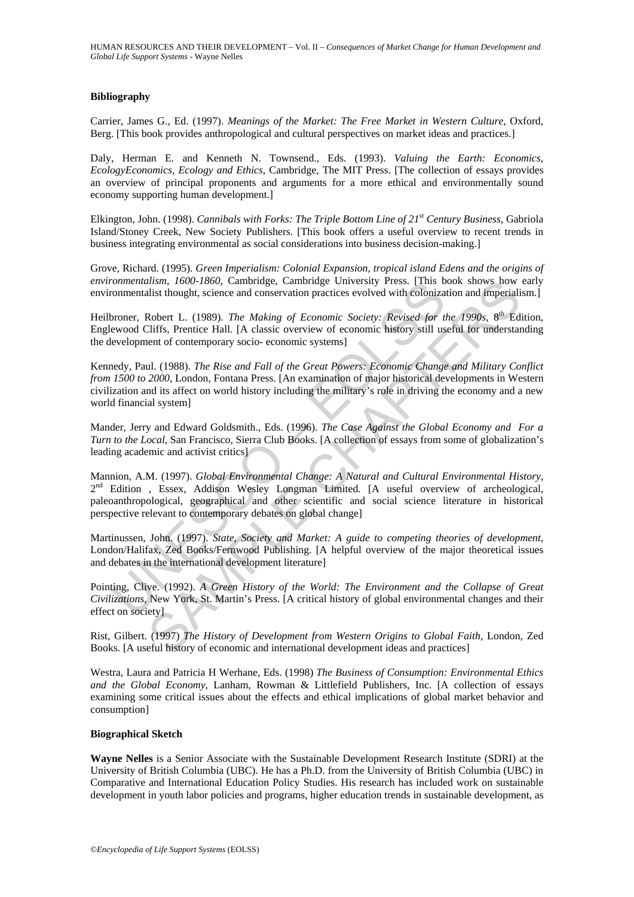### Bibliography

Carrier, James G., Ed. (1997). *Meanings of the Market: The Free Market in Western Culture*, Oxford, Berg. [This book provides anthropological and cultural perspectives on market ideas and practices.]

Daly, Herman E. and Kenneth N. Townsend., Eds. (1993). *Valuing the Earth: Economics, EcologyEconomics, Ecology and Ethics*, Cambridge, The MIT Press. [The collection of essays provides an overview of principal proponents and arguments for a more ethical and environmentally sound economy supporting human development.]

Elkington, John. (1998). *Cannibals with Forks: The Triple Bottom Line of 21st Century Business*, Gabriola Island/Stoney Creek, New Society Publishers. [This book offers a useful overview to recent trends in business integrating environmental as social considerations into business decision-making.]

Grove, Richard. (1995). *Green Imperialism: Colonial Expansion, tropical island Edens and the origins of environmentalism, 1600-1860*, Cambridge, Cambridge University Press. [This book shows how early environmentalist thought, science and conservation practices evolved with colonization and imperialism.]

Heilbroner, Robert L. (1989). *The Making of Economic Society: Revised for the 1990s*, 8th Edition, Englewood Cliffs, Prentice Hall. [A classic overview of economic history still useful for understanding the development of contemporary socio- economic systems]

Kennedy, Paul. (1988). *The Rise and Fall of the Great Powers: Economic Change and Military Conflict from 1500 to 2000*, London, Fontana Press. [An examination of major historical developments in Western civilization and its affect on world history including the military's role in driving the economy and a new world financial system]

Mander, Jerry and Edward Goldsmith., Eds. (1996). *The Case Against the Global Economy and For a Turn to the Local*, San Francisco, Sierra Club Books. [A collection of essays from some of globalization's leading academic and activist critics]

Mannion, A.M. (1997). *Global Environmental Change: A Natural and Cultural Environmental History*, 2nd Edition , Essex, Addison Wesley Longman Limited. [A useful overview of archeological, paleoanthropological, geographical and other scientific and social science literature in historical perspective relevant to contemporary debates on global change]

Martinussen, John. (1997). *State, Society and Market: A guide to competing theories of development*, London/Halifax, Zed Books/Fernwood Publishing. [A helpful overview of the major theoretical issues and debates in the international development literature]

Pointing, Clive. (1992). *A Green History of the World: The Environment and the Collapse of Great Civilizations*, New York, St. Martin's Press. [A critical history of global environmental changes and their effect on society]

Rist, Gilbert. (1997) *The History of Development from Western Origins to Global Faith*, London, Zed Books. [A useful history of economic and international development ideas and practices]

Westra, Laura and Patricia H Werhane, Eds. (1998) *The Business of Consumption: Environmental Ethics and the Global Economy*, Lanham, Rowman & Littlefield Publishers, Inc. [A collection of essays examining some critical issues about the effects and ethical implications of global market behavior and consumption]

### Biographical Sketch

**Wayne Nelles** is a Senior Associate with the Sustainable Development Research Institute (SDRI) at the University of British Columbia (UBC). He has a Ph.D. from the University of British Columbia (UBC) in Comparative and International Education Policy Studies. His research has included work on sustainable development in youth labor policies and programs, higher education trends in sustainable development, as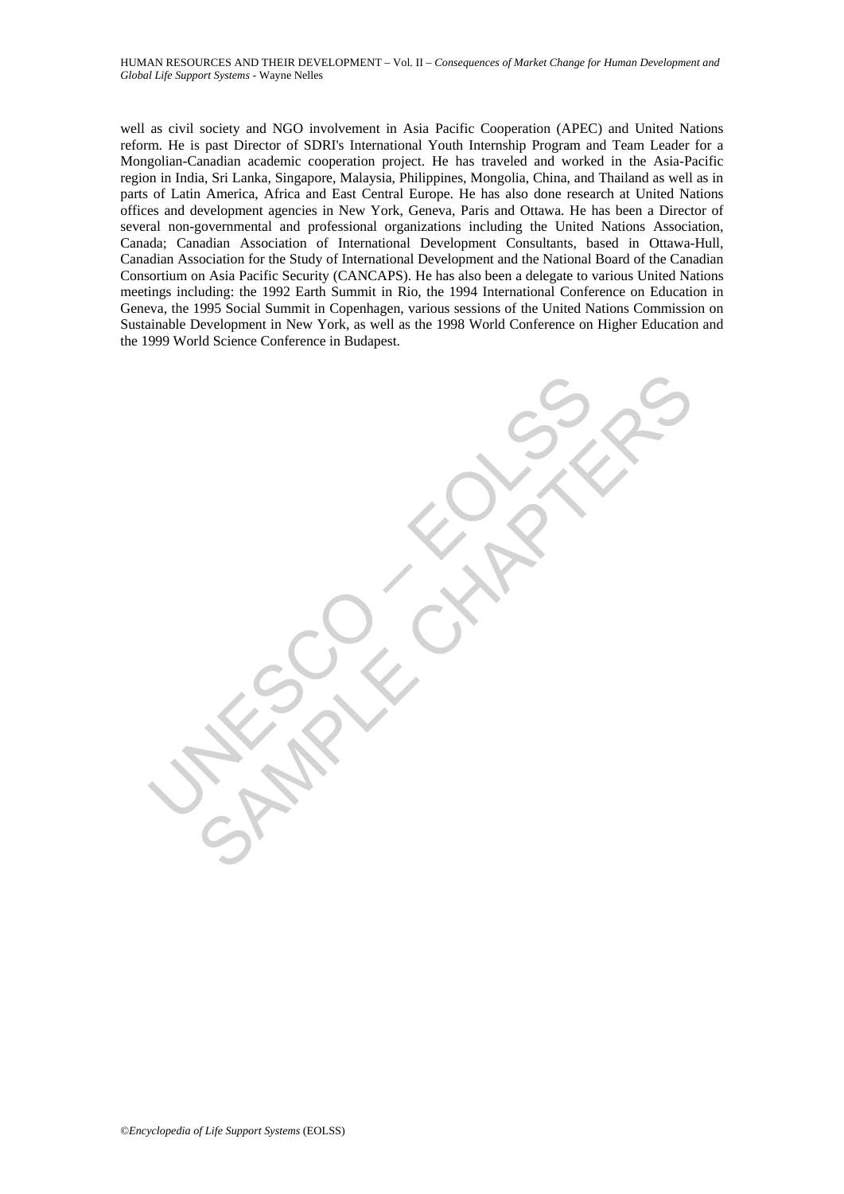well as civil society and NGO involvement in Asia Pacific Cooperation (APEC) and United Nations reform. He is past Director of SDRI's International Youth Internship Program and Team Leader for a Mongolian-Canadian academic cooperation project. He has traveled and worked in the Asia-Pacific region in India, Sri Lanka, Singapore, Malaysia, Philippines, Mongolia, China, and Thailand as well as in parts of Latin America, Africa and East Central Europe. He has also done research at United Nations offices and development agencies in New York, Geneva, Paris and Ottawa. He has been a Director of several non-governmental and professional organizations including the United Nations Association, Canada; Canadian Association of International Development Consultants, based in Ottawa-Hull, Canadian Association for the Study of International Development and the National Board of the Canadian Consortium on Asia Pacific Security (CANCAPS). He has also been a delegate to various United Nations meetings including: the 1992 Earth Summit in Rio, the 1994 International Conference on Education in Geneva, the 1995 Social Summit in Copenhagen, various sessions of the United Nations Commission on Sustainable Development in New York, as well as the 1998 World Conference on Higher Education and the 1999 World Science Conference in Budapest.